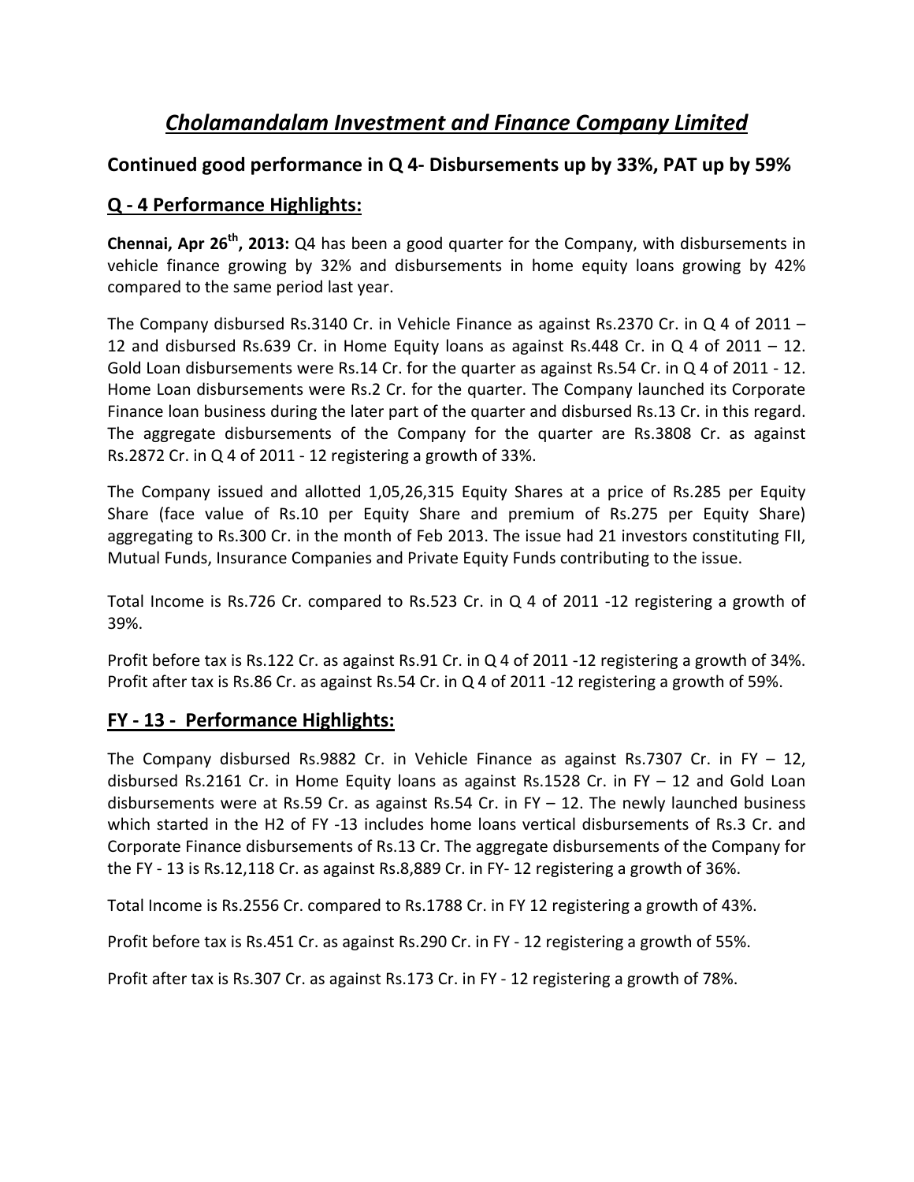# *Cholamandalam Investment and Finance Company Limited*

## Continued good performance in Q 4- Disbursements up by 33%, PAT up by 59%

## Q - 4 Performance Highlights:

**Chennai, Apr 26th, 2013:** Q4 has been a good quarter for the Company, with disbursements in vehicle finance growing by 32% and disbursements in home equity loans growing by 42% compared to the same period last year.

The Company disbursed Rs.3140 Cr. in Vehicle Finance as against Rs.2370 Cr. in Q 4 of 2011 – 12 and disbursed Rs.639 Cr. in Home Equity loans as against Rs.448 Cr. in Q 4 of 2011 – 12. Gold Loan disbursements were Rs.14 Cr. for the quarter as against Rs.54 Cr. in Q 4 of 2011 - 12. Home Loan disbursements were Rs.2 Cr. for the quarter. The Company launched its Corporate Finance loan business during the later part of the quarter and disbursed Rs.13 Cr. in this regard. The aggregate disbursements of the Company for the quarter are Rs.3808 Cr. as against Rs.2872 Cr. in Q 4 of 2011 - 12 registering a growth of 33%.

The Company issued and allotted 1,05,26,315 Equity Shares at a price of Rs.285 per Equity Share (face value of Rs.10 per Equity Share and premium of Rs.275 per Equity Share) aggregating to Rs.300 Cr. in the month of Feb 2013. The issue had 21 investors constituting FII, Mutual Funds, Insurance Companies and Private Equity Funds contributing to the issue.

Total Income is Rs.726 Cr. compared to Rs.523 Cr. in Q 4 of 2011 -12 registering a growth of 39%.

Profit before tax is Rs.122 Cr. as against Rs.91 Cr. in Q 4 of 2011 -12 registering a growth of 34%. Profit after tax is Rs.86 Cr. as against Rs.54 Cr. in Q 4 of 2011 -12 registering a growth of 59%.

## FY - 13 - Performance Highlights:

The Company disbursed Rs.9882 Cr. in Vehicle Finance as against Rs.7307 Cr. in FY – 12, disbursed Rs.2161 Cr. in Home Equity loans as against Rs.1528 Cr. in FY – 12 and Gold Loan disbursements were at Rs.59 Cr. as against Rs.54 Cr. in FY – 12. The newly launched business which started in the H2 of FY -13 includes home loans vertical disbursements of Rs.3 Cr. and Corporate Finance disbursements of Rs.13 Cr. The aggregate disbursements of the Company for the FY - 13 is Rs.12,118 Cr. as against Rs.8,889 Cr. in FY- 12 registering a growth of 36%.

Total Income is Rs.2556 Cr. compared to Rs.1788 Cr. in FY 12 registering a growth of 43%.

Profit before tax is Rs.451 Cr. as against Rs.290 Cr. in FY - 12 registering a growth of 55%.

Profit after tax is Rs.307 Cr. as against Rs.173 Cr. in FY - 12 registering a growth of 78%.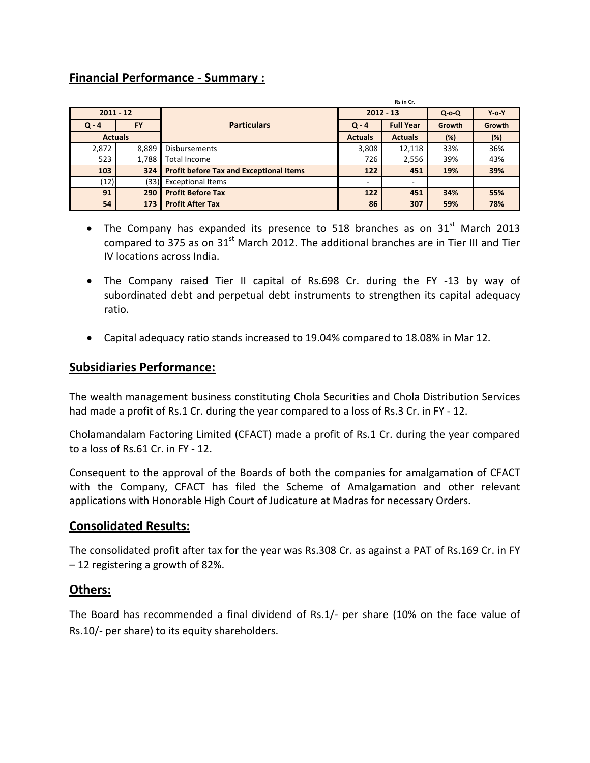## Financial Performance - Summary :

Rs in Cr.

| 2011 - 12 | | Particulars | 2012 - 13 | | Q-o-Q | Y-o-Y |
|---|---|---|---|---|---|---|
| Q - 4 | FY | | Q - 4 | Full Year | Growth | Growth |
| Actuals | | | Actuals | Actuals | (%) | (%) |
| 2,872 | 8,889 | Disbursements | 3,808 | 12,118 | 33% | 36% |
| 523 | 1,788 | Total Income | 726 | 2,556 | 39% | 43% |
| **103** | **324** | **Profit before Tax and Exceptional Items** | **122** | **451** | **19%** | **39%** |
| (12) | (33) | Exceptional Items | - | - | | |
| **91** | **290** | **Profit Before Tax** | **122** | **451** | **34%** | **55%** |
| **54** | **173** | **Profit After Tax** | **86** | **307** | **59%** | **78%** |

- The Company has expanded its presence to 518 branches as on 31st March 2013 compared to 375 as on 31st March 2012. The additional branches are in Tier III and Tier IV locations across India.
- The Company raised Tier II capital of Rs.698 Cr. during the FY -13 by way of subordinated debt and perpetual debt instruments to strengthen its capital adequacy ratio.
- Capital adequacy ratio stands increased to 19.04% compared to 18.08% in Mar 12.

## Subsidiaries Performance:

The wealth management business constituting Chola Securities and Chola Distribution Services had made a profit of Rs.1 Cr. during the year compared to a loss of Rs.3 Cr. in FY - 12.

Cholamandalam Factoring Limited (CFACT) made a profit of Rs.1 Cr. during the year compared to a loss of Rs.61 Cr. in FY - 12.

Consequent to the approval of the Boards of both the companies for amalgamation of CFACT with the Company, CFACT has filed the Scheme of Amalgamation and other relevant applications with Honorable High Court of Judicature at Madras for necessary Orders.

## Consolidated Results:

The consolidated profit after tax for the year was Rs.308 Cr. as against a PAT of Rs.169 Cr. in FY – 12 registering a growth of 82%.

## Others:

The Board has recommended a final dividend of Rs.1/- per share (10% on the face value of Rs.10/- per share) to its equity shareholders.